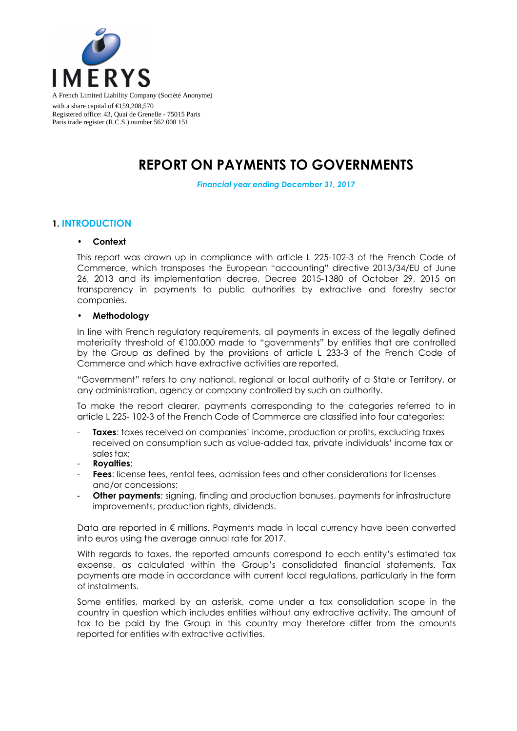IMERYS

A French Limited Liability Company (Société Anonyme)
with a share capital of €159,208,570
Registered office: 43, Quai de Grenelle - 75015 Paris
Paris trade register (R.C.S.) number 562 008 151

# REPORT ON PAYMENTS TO GOVERNMENTS

*Financial year ending December 31, 2017*

## 1. INTRODUCTION

- **Context**

This report was drawn up in compliance with article L 225-102-3 of the French Code of Commerce, which transposes the European "accounting" directive 2013/34/EU of June 26, 2013 and its implementation decree, Decree 2015-1380 of October 29, 2015 on transparency in payments to public authorities by extractive and forestry sector companies.

- **Methodology**

In line with French regulatory requirements, all payments in excess of the legally defined materiality threshold of €100,000 made to "governments" by entities that are controlled by the Group as defined by the provisions of article L 233-3 of the French Code of Commerce and which have extractive activities are reported.

"Government" refers to any national, regional or local authority of a State or Territory, or any administration, agency or company controlled by such an authority.

To make the report clearer, payments corresponding to the categories referred to in article L 225- 102-3 of the French Code of Commerce are classified into four categories:

- **Taxes**: taxes received on companies' income, production or profits, excluding taxes received on consumption such as value-added tax, private individuals' income tax or sales tax;
- **Royalties**;
- **Fees**: license fees, rental fees, admission fees and other considerations for licenses and/or concessions;
- **Other payments**: signing, finding and production bonuses, payments for infrastructure improvements, production rights, dividends.

Data are reported in € millions. Payments made in local currency have been converted into euros using the average annual rate for 2017.

With regards to taxes, the reported amounts correspond to each entity's estimated tax expense, as calculated within the Group's consolidated financial statements. Tax payments are made in accordance with current local regulations, particularly in the form of installments.

Some entities, marked by an asterisk, come under a tax consolidation scope in the country in question which includes entities without any extractive activity. The amount of tax to be paid by the Group in this country may therefore differ from the amounts reported for entities with extractive activities.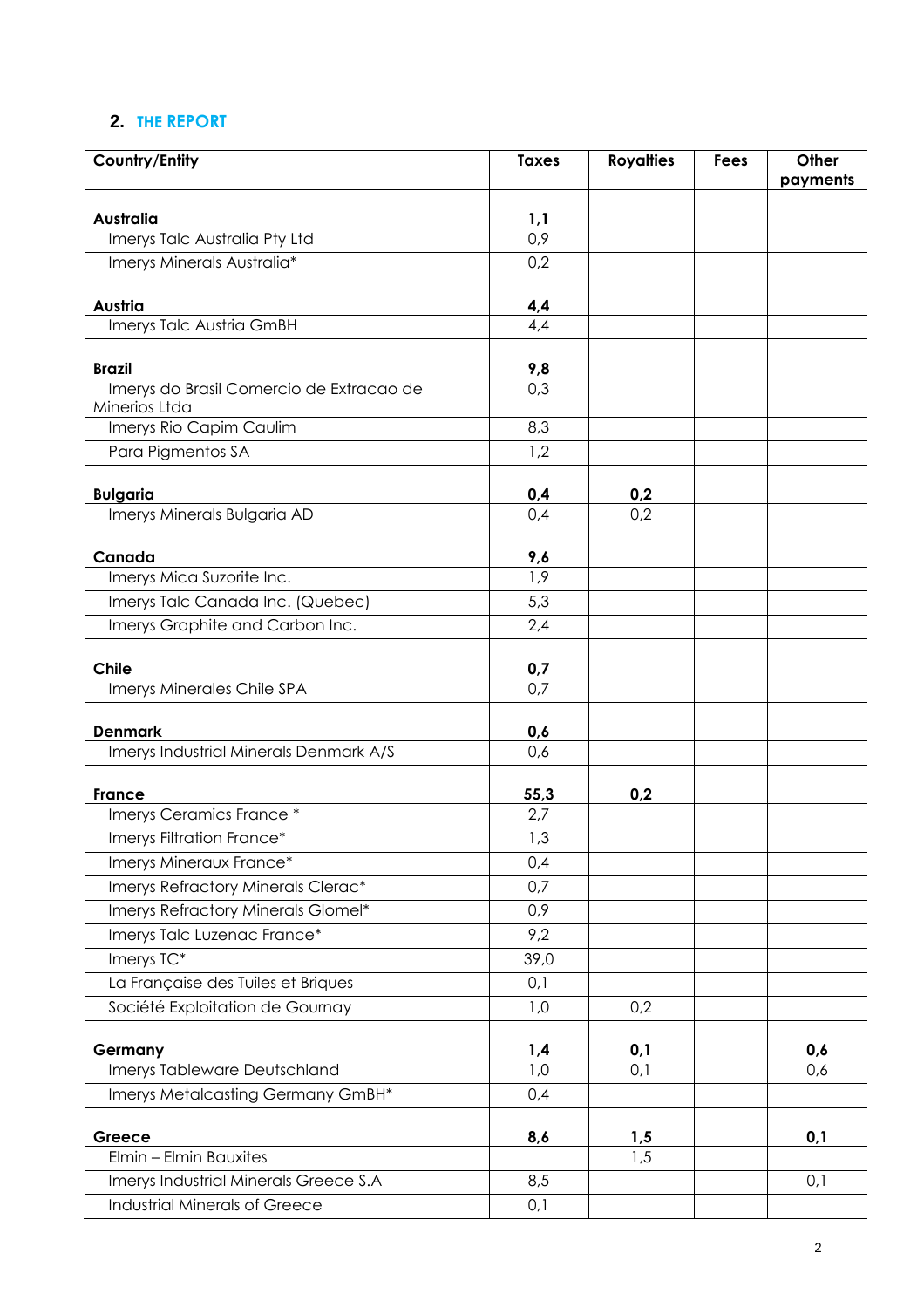## 2. THE REPORT

| Country/Entity | Taxes | Royalties | Fees | Other payments |
|---|---|---|---|---|
| **Australia** | **1,1** | | | |
| Imerys Talc Australia Pty Ltd | 0,9 | | | |
| Imerys Minerals Australia* | 0,2 | | | |
| **Austria** | **4,4** | | | |
| Imerys Talc Austria GmBH | 4,4 | | | |
| **Brazil** | **9,8** | | | |
| Imerys do Brasil Comercio de Extracao de Minerios Ltda | 0,3 | | | |
| Imerys Rio Capim Caulim | 8,3 | | | |
| Para Pigmentos SA | 1,2 | | | |
| **Bulgaria** | **0,4** | **0,2** | | |
| Imerys Minerals Bulgaria AD | 0,4 | 0,2 | | |
| **Canada** | **9,6** | | | |
| Imerys Mica Suzorite Inc. | 1,9 | | | |
| Imerys Talc Canada Inc. (Quebec) | 5,3 | | | |
| Imerys Graphite and Carbon Inc. | 2,4 | | | |
| **Chile** | **0,7** | | | |
| Imerys Minerales Chile SPA | 0,7 | | | |
| **Denmark** | **0,6** | | | |
| Imerys Industrial Minerals Denmark A/S | 0,6 | | | |
| **France** | **55,3** | **0,2** | | |
| Imerys Ceramics France * | 2,7 | | | |
| Imerys Filtration France* | 1,3 | | | |
| Imerys Mineraux France* | 0,4 | | | |
| Imerys Refractory Minerals Clerac* | 0,7 | | | |
| Imerys Refractory Minerals Glomel* | 0,9 | | | |
| Imerys Talc Luzenac France* | 9,2 | | | |
| Imerys TC* | 39,0 | | | |
| La Française des Tuiles et Briques | 0,1 | | | |
| Société Exploitation de Gournay | 1,0 | 0,2 | | |
| **Germany** | **1,4** | **0,1** | | **0,6** |
| Imerys Tableware Deutschland | 1,0 | 0,1 | | 0,6 |
| Imerys Metalcasting Germany GmBH* | 0,4 | | | |
| **Greece** | **8,6** | **1,5** | | **0,1** |
| Elmin – Elmin Bauxites | | 1,5 | | |
| Imerys Industrial Minerals Greece S.A | 8,5 | | | 0,1 |
| Industrial Minerals of Greece | 0,1 | | | |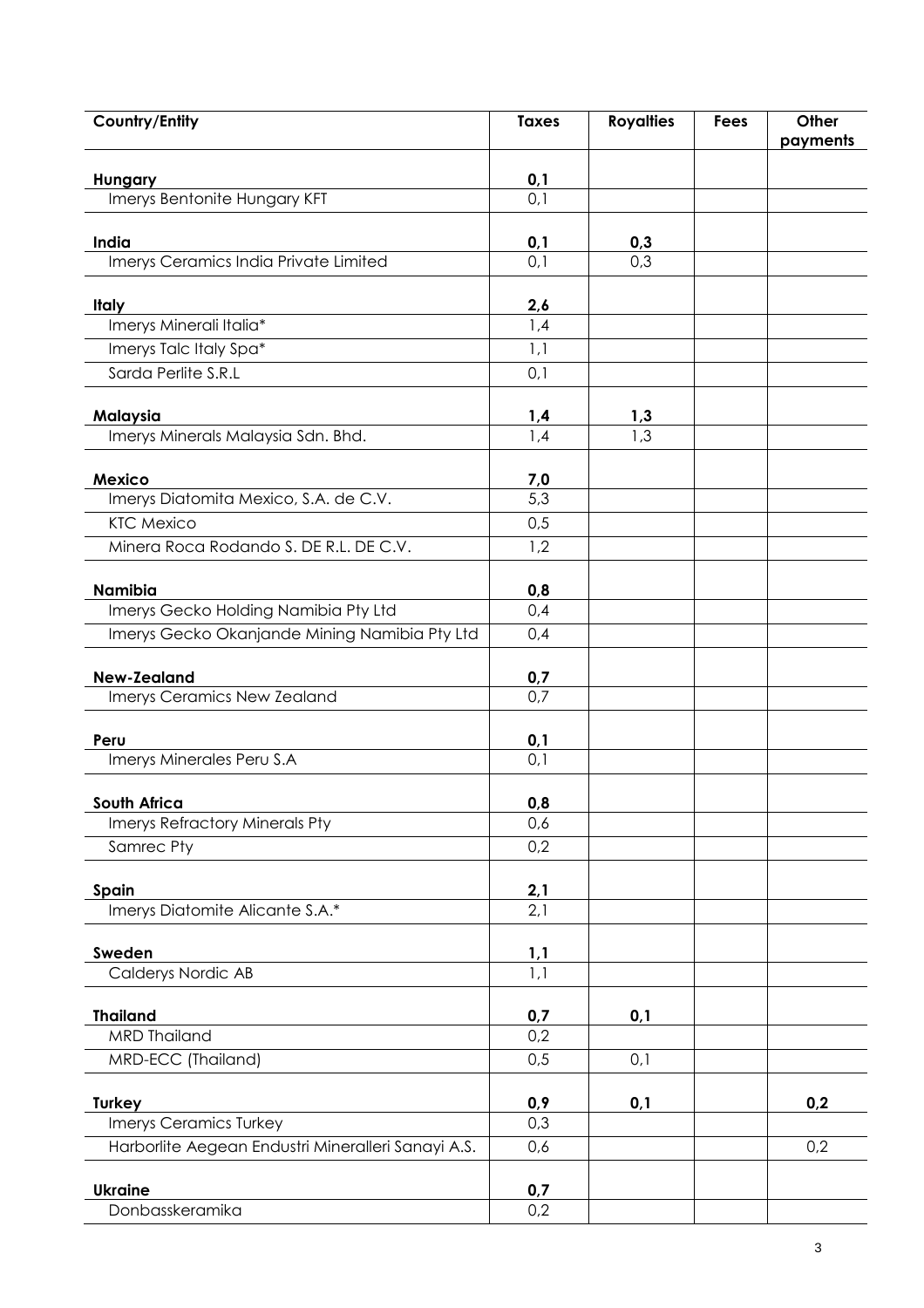| Country/Entity | Taxes | Royalties | Fees | Other payments |
|---|---|---|---|---|
| **Hungary** | **0,1** | | | |
| Imerys Bentonite Hungary KFT | 0,1 | | | |
| **India** | **0,1** | **0,3** | | |
| Imerys Ceramics India Private Limited | 0,1 | 0,3 | | |
| **Italy** | **2,6** | | | |
| Imerys Minerali Italia* | 1,4 | | | |
| Imerys Talc Italy Spa* | 1,1 | | | |
| Sarda Perlite S.R.L | 0,1 | | | |
| **Malaysia** | **1,4** | **1,3** | | |
| Imerys Minerals Malaysia Sdn. Bhd. | 1,4 | 1,3 | | |
| **Mexico** | **7,0** | | | |
| Imerys Diatomita Mexico, S.A. de C.V. | 5,3 | | | |
| KTC Mexico | 0,5 | | | |
| Minera Roca Rodando S. DE R.L. DE C.V. | 1,2 | | | |
| **Namibia** | **0,8** | | | |
| Imerys Gecko Holding Namibia Pty Ltd | 0,4 | | | |
| Imerys Gecko Okanjande Mining Namibia Pty Ltd | 0,4 | | | |
| **New-Zealand** | **0,7** | | | |
| Imerys Ceramics New Zealand | 0,7 | | | |
| **Peru** | **0,1** | | | |
| Imerys Minerales Peru S.A | 0,1 | | | |
| **South Africa** | **0,8** | | | |
| Imerys Refractory Minerals Pty | 0,6 | | | |
| Samrec Pty | 0,2 | | | |
| **Spain** | **2,1** | | | |
| Imerys Diatomite Alicante S.A.* | 2,1 | | | |
| **Sweden** | **1,1** | | | |
| Calderys Nordic AB | 1,1 | | | |
| **Thailand** | **0,7** | **0,1** | | |
| MRD Thailand | 0,2 | | | |
| MRD-ECC (Thailand) | 0,5 | 0,1 | | |
| **Turkey** | **0,9** | **0,1** | | **0,2** |
| Imerys Ceramics Turkey | 0,3 | | | |
| Harborlite Aegean Endustri Mineralleri Sanayi A.S. | 0,6 | | | 0,2 |
| **Ukraine** | **0,7** | | | |
| Donbasskeramika | 0,2 | | | |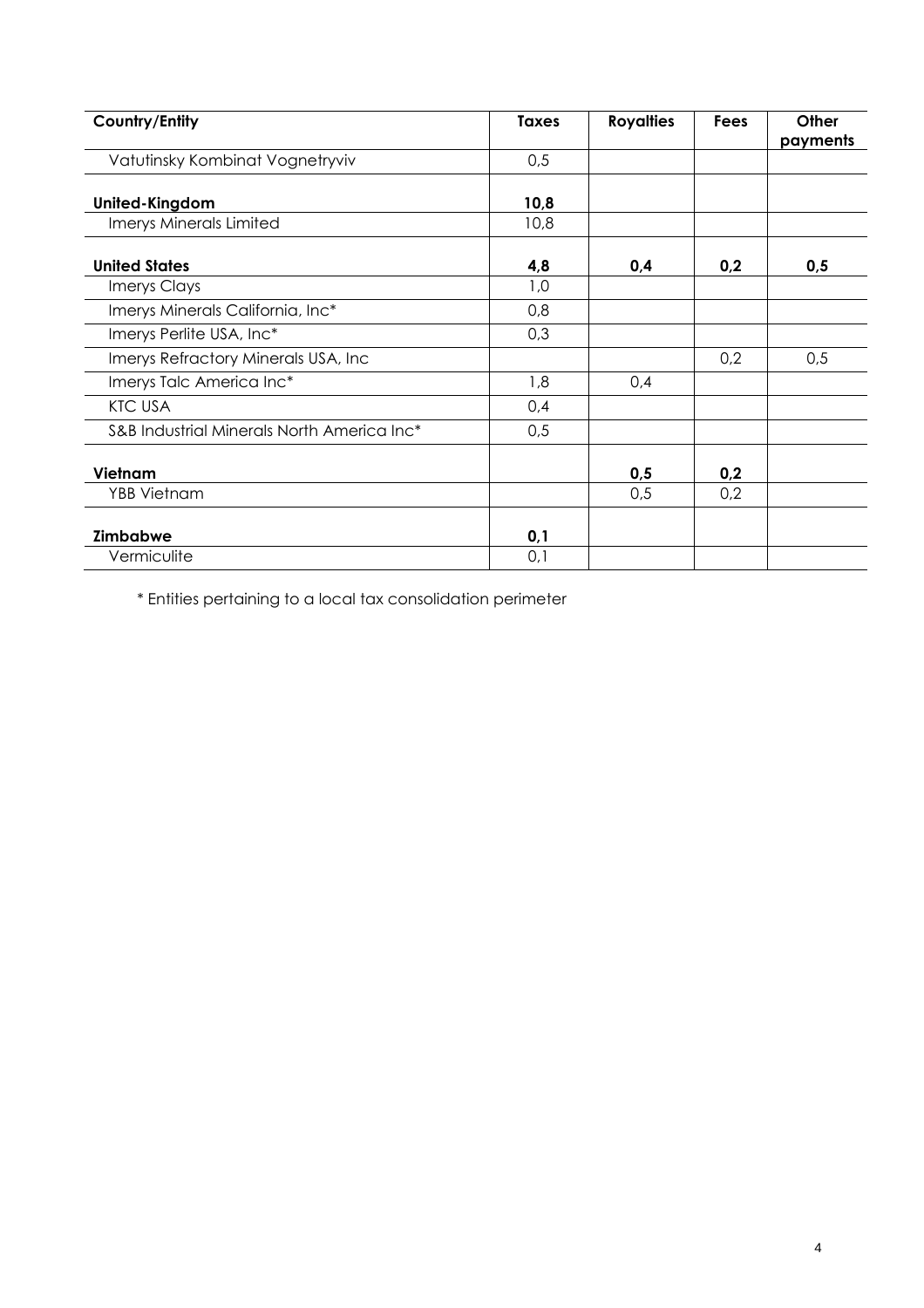| Country/Entity | Taxes | Royalties | Fees | Other payments |
|---|---|---|---|---|
| Vatutinsky Kombinat Vognetryviv | 0,5 | | | |
| **United-Kingdom** | **10,8** | | | |
| Imerys Minerals Limited | 10,8 | | | |
| **United States** | **4,8** | **0,4** | **0,2** | **0,5** |
| Imerys Clays | 1,0 | | | |
| Imerys Minerals California, Inc* | 0,8 | | | |
| Imerys Perlite USA, Inc* | 0,3 | | | |
| Imerys Refractory Minerals USA, Inc | | | 0,2 | 0,5 |
| Imerys Talc America Inc* | 1,8 | 0,4 | | |
| KTC USA | 0,4 | | | |
| S&B Industrial Minerals North America Inc* | 0,5 | | | |
| **Vietnam** | | **0,5** | **0,2** | |
| YBB Vietnam | | 0,5 | 0,2 | |
| **Zimbabwe** | **0,1** | | | |
| Vermiculite | 0,1 | | | |

* Entities pertaining to a local tax consolidation perimeter